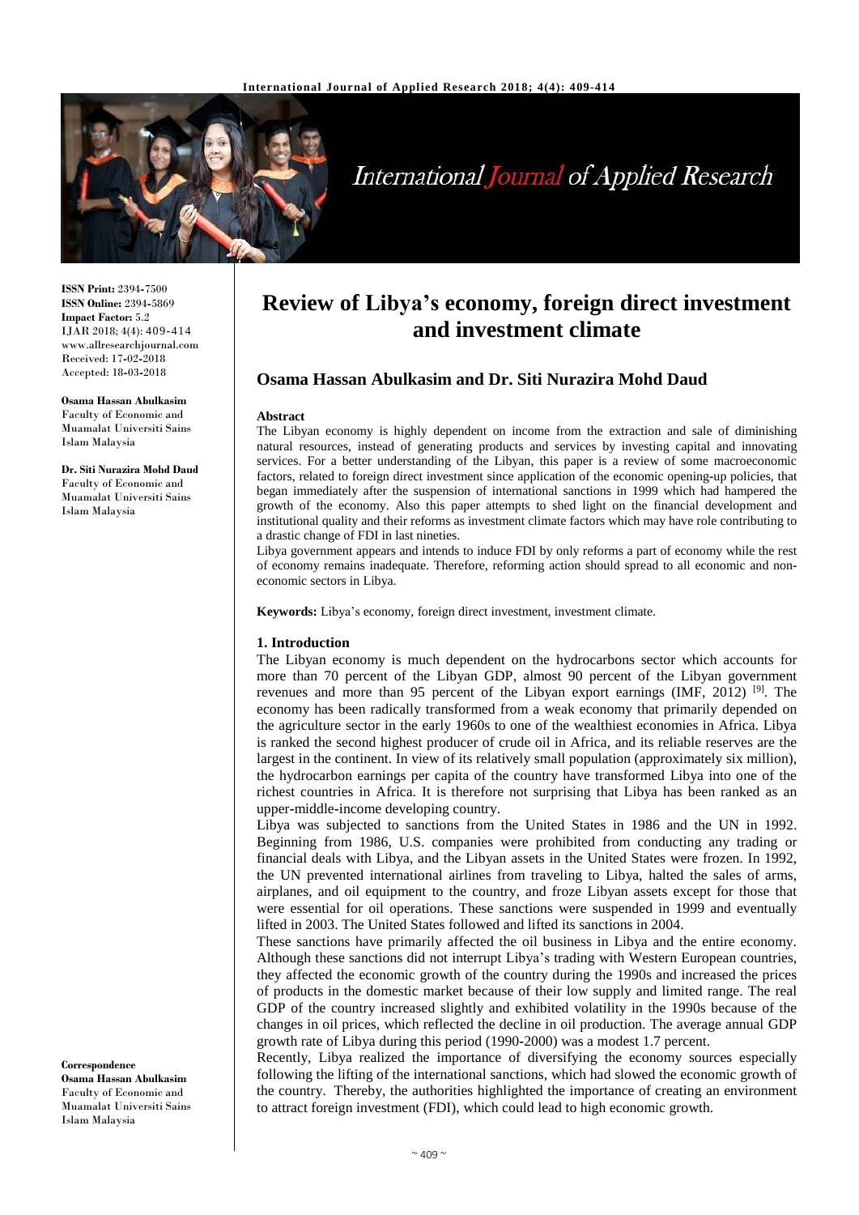# Review of Libya's economy, foreign direct investment and investment climate

**Osama Hassan Abulkasim and Dr. Siti Nurazira Mohd Daud**

**ISSN Print:** 2394-7500
**ISSN Online:** 2394-5869
**Impact Factor:** 5.2
IJAR 2018; 4(4): 409-414
www.allresearchjournal.com
Received: 17-02-2018
Accepted: 18-03-2018

**Osama Hassan Abulkasim**
Faculty of Economic and Muamalat Universiti Sains Islam Malaysia

**Dr. Siti Nurazira Mohd Daud**
Faculty of Economic and Muamalat Universiti Sains Islam Malaysia

**Correspondence**
**Osama Hassan Abulkasim**
Faculty of Economic and Muamalat Universiti Sains Islam Malaysia

**Abstract**

The Libyan economy is highly dependent on income from the extraction and sale of diminishing natural resources, instead of generating products and services by investing capital and innovating services. For a better understanding of the Libyan, this paper is a review of some macroeconomic factors, related to foreign direct investment since application of the economic opening-up policies, that began immediately after the suspension of international sanctions in 1999 which had hampered the growth of the economy. Also this paper attempts to shed light on the financial development and institutional quality and their reforms as investment climate factors which may have role contributing to a drastic change of FDI in last nineties.

Libya government appears and intends to induce FDI by only reforms a part of economy while the rest of economy remains inadequate. Therefore, reforming action should spread to all economic and non-economic sectors in Libya.

**Keywords:** Libya's economy, foreign direct investment, investment climate.

## 1. Introduction

The Libyan economy is much dependent on the hydrocarbons sector which accounts for more than 70 percent of the Libyan GDP, almost 90 percent of the Libyan government revenues and more than 95 percent of the Libyan export earnings (IMF, 2012) [9]. The economy has been radically transformed from a weak economy that primarily depended on the agriculture sector in the early 1960s to one of the wealthiest economies in Africa. Libya is ranked the second highest producer of crude oil in Africa, and its reliable reserves are the largest in the continent. In view of its relatively small population (approximately six million), the hydrocarbon earnings per capita of the country have transformed Libya into one of the richest countries in Africa. It is therefore not surprising that Libya has been ranked as an upper-middle-income developing country.

Libya was subjected to sanctions from the United States in 1986 and the UN in 1992. Beginning from 1986, U.S. companies were prohibited from conducting any trading or financial deals with Libya, and the Libyan assets in the United States were frozen. In 1992, the UN prevented international airlines from traveling to Libya, halted the sales of arms, airplanes, and oil equipment to the country, and froze Libyan assets except for those that were essential for oil operations. These sanctions were suspended in 1999 and eventually lifted in 2003. The United States followed and lifted its sanctions in 2004.

These sanctions have primarily affected the oil business in Libya and the entire economy. Although these sanctions did not interrupt Libya's trading with Western European countries, they affected the economic growth of the country during the 1990s and increased the prices of products in the domestic market because of their low supply and limited range. The real GDP of the country increased slightly and exhibited volatility in the 1990s because of the changes in oil prices, which reflected the decline in oil production. The average annual GDP growth rate of Libya during this period (1990-2000) was a modest 1.7 percent.

Recently, Libya realized the importance of diversifying the economy sources especially following the lifting of the international sanctions, which had slowed the economic growth of the country. Thereby, the authorities highlighted the importance of creating an environment to attract foreign investment (FDI), which could lead to high economic growth.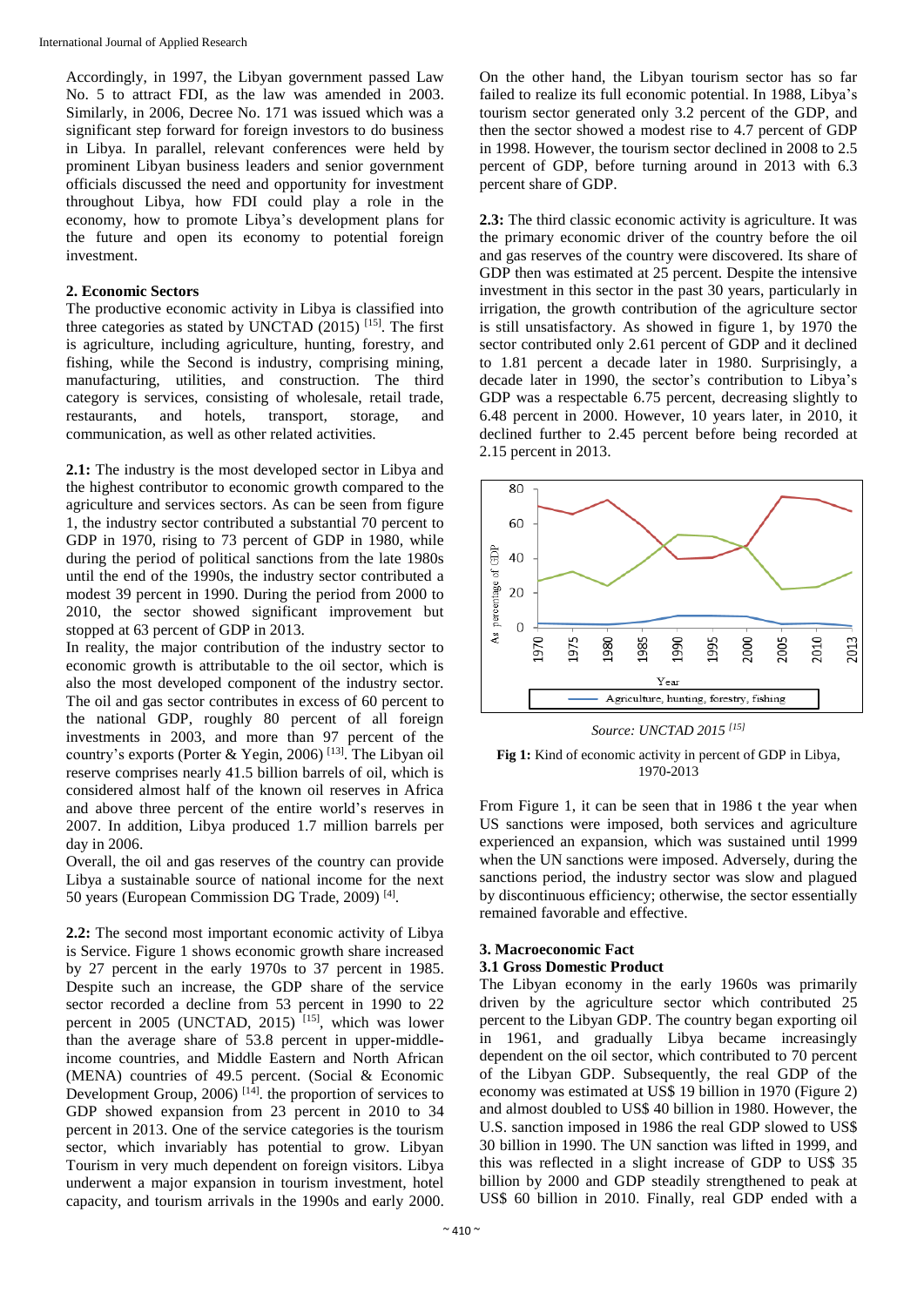Accordingly, in 1997, the Libyan government passed Law No. 5 to attract FDI, as the law was amended in 2003. Similarly, in 2006, Decree No. 171 was issued which was a significant step forward for foreign investors to do business in Libya. In parallel, relevant conferences were held by prominent Libyan business leaders and senior government officials discussed the need and opportunity for investment throughout Libya, how FDI could play a role in the economy, how to promote Libya's development plans for the future and open its economy to potential foreign investment.

### 2. Economic Sectors

The productive economic activity in Libya is classified into three categories as stated by UNCTAD (2015) [15]. The first is agriculture, including agriculture, hunting, forestry, and fishing, while the Second is industry, comprising mining, manufacturing, utilities, and construction. The third category is services, consisting of wholesale, retail trade, restaurants, and hotels, transport, storage, and communication, as well as other related activities.

**2.1:** The industry is the most developed sector in Libya and the highest contributor to economic growth compared to the agriculture and services sectors. As can be seen from figure 1, the industry sector contributed a substantial 70 percent to GDP in 1970, rising to 73 percent of GDP in 1980, while during the period of political sanctions from the late 1980s until the end of the 1990s, the industry sector contributed a modest 39 percent in 1990. During the period from 2000 to 2010, the sector showed significant improvement but stopped at 63 percent of GDP in 2013.

In reality, the major contribution of the industry sector to economic growth is attributable to the oil sector, which is also the most developed component of the industry sector. The oil and gas sector contributes in excess of 60 percent to the national GDP, roughly 80 percent of all foreign investments in 2003, and more than 97 percent of the country's exports (Porter & Yegin, 2006) [13]. The Libyan oil reserve comprises nearly 41.5 billion barrels of oil, which is considered almost half of the known oil reserves in Africa and above three percent of the entire world's reserves in 2007. In addition, Libya produced 1.7 million barrels per day in 2006.

Overall, the oil and gas reserves of the country can provide Libya a sustainable source of national income for the next 50 years (European Commission DG Trade, 2009) [4].

**2.2:** The second most important economic activity of Libya is Service. Figure 1 shows economic growth share increased by 27 percent in the early 1970s to 37 percent in 1985. Despite such an increase, the GDP share of the service sector recorded a decline from 53 percent in 1990 to 22 percent in 2005 (UNCTAD, 2015) [15], which was lower than the average share of 53.8 percent in upper-middle-income countries, and Middle Eastern and North African (MENA) countries of 49.5 percent. (Social & Economic Development Group, 2006) [14]. the proportion of services to GDP showed expansion from 23 percent in 2010 to 34 percent in 2013. One of the service categories is the tourism sector, which invariably has potential to grow. Libyan Tourism in very much dependent on foreign visitors. Libya underwent a major expansion in tourism investment, hotel capacity, and tourism arrivals in the 1990s and early 2000. On the other hand, the Libyan tourism sector has so far failed to realize its full economic potential. In 1988, Libya's tourism sector generated only 3.2 percent of the GDP, and then the sector showed a modest rise to 4.7 percent of GDP in 1998. However, the tourism sector declined in 2008 to 2.5 percent of GDP, before turning around in 2013 with 6.3 percent share of GDP.

**2.3:** The third classic economic activity is agriculture. It was the primary economic driver of the country before the oil and gas reserves of the country were discovered. Its share of GDP then was estimated at 25 percent. Despite the intensive investment in this sector in the past 30 years, particularly in irrigation, the growth contribution of the agriculture sector is still unsatisfactory. As showed in figure 1, by 1970 the sector contributed only 2.61 percent of GDP and it declined to 1.81 percent a decade later in 1980. Surprisingly, a decade later in 1990, the sector's contribution to Libya's GDP was a respectable 6.75 percent, decreasing slightly to 6.48 percent in 2000. However, 10 years later, in 2010, it declined further to 2.45 percent before being recorded at 2.15 percent in 2013.

*Source: UNCTAD 2015 [15]*

**Fig 1:** Kind of economic activity in percent of GDP in Libya, 1970-2013

From Figure 1, it can be seen that in 1986 t the year when US sanctions were imposed, both services and agriculture experienced an expansion, which was sustained until 1999 when the UN sanctions were imposed. Adversely, during the sanctions period, the industry sector was slow and plagued by discontinuous efficiency; otherwise, the sector essentially remained favorable and effective.

### 3. Macroeconomic Fact

#### 3.1 Gross Domestic Product

The Libyan economy in the early 1960s was primarily driven by the agriculture sector which contributed 25 percent to the Libyan GDP. The country began exporting oil in 1961, and gradually Libya became increasingly dependent on the oil sector, which contributed to 70 percent of the Libyan GDP. Subsequently, the real GDP of the economy was estimated at US$ 19 billion in 1970 (Figure 2) and almost doubled to US$ 40 billion in 1980. However, the U.S. sanction imposed in 1986 the real GDP slowed to US$ 30 billion in 1990. The UN sanction was lifted in 1999, and this was reflected in a slight increase of GDP to US$ 35 billion by 2000 and GDP steadily strengthened to peak at US$ 60 billion in 2010. Finally, real GDP ended with a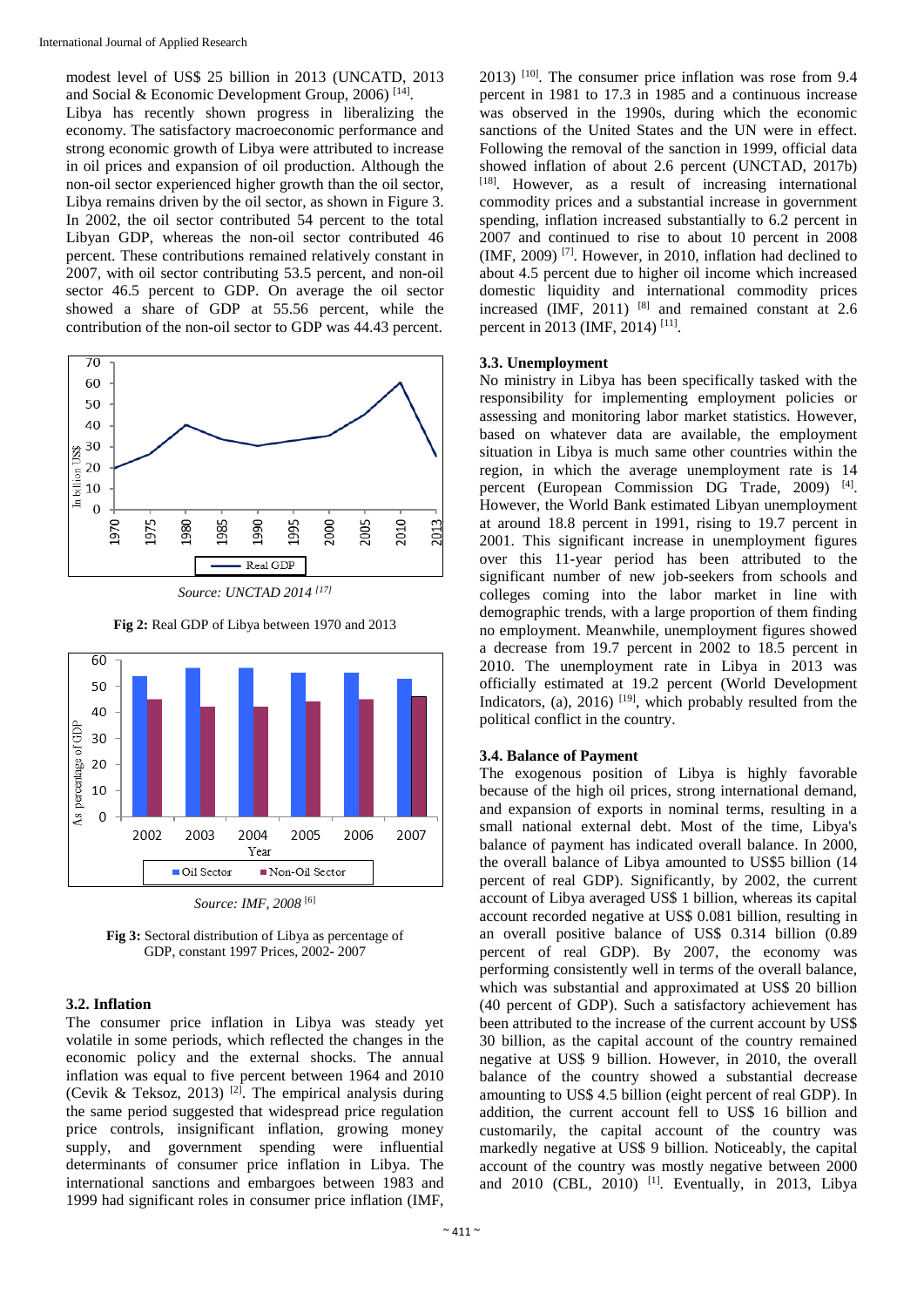modest level of US$ 25 billion in 2013 (UNCATD, 2013 and Social & Economic Development Group, 2006) [14].

Libya has recently shown progress in liberalizing the economy. The satisfactory macroeconomic performance and strong economic growth of Libya were attributed to increase in oil prices and expansion of oil production. Although the non-oil sector experienced higher growth than the oil sector, Libya remains driven by the oil sector, as shown in Figure 3. In 2002, the oil sector contributed 54 percent to the total Libyan GDP, whereas the non-oil sector contributed 46 percent. These contributions remained relatively constant in 2007, with oil sector contributing 53.5 percent, and non-oil sector 46.5 percent to GDP. On average the oil sector showed a share of GDP at 55.56 percent, while the contribution of the non-oil sector to GDP was 44.43 percent.

*Source: UNCTAD 2014* [17]

**Fig 2:** Real GDP of Libya between 1970 and 2013

*Source: IMF, 2008* [6]

**Fig 3:** Sectoral distribution of Libya as percentage of GDP, constant 1997 Prices, 2002- 2007

### 3.2. Inflation

The consumer price inflation in Libya was steady yet volatile in some periods, which reflected the changes in the economic policy and the external shocks. The annual inflation was equal to five percent between 1964 and 2010 (Cevik & Teksoz, 2013) [2]. The empirical analysis during the same period suggested that widespread price regulation price controls, insignificant inflation, growing money supply, and government spending were influential determinants of consumer price inflation in Libya. The international sanctions and embargoes between 1983 and 1999 had significant roles in consumer price inflation (IMF, 2013) [10]. The consumer price inflation was rose from 9.4 percent in 1981 to 17.3 in 1985 and a continuous increase was observed in the 1990s, during which the economic sanctions of the United States and the UN were in effect. Following the removal of the sanction in 1999, official data showed inflation of about 2.6 percent (UNCTAD, 2017b) [18]. However, as a result of increasing international commodity prices and a substantial increase in government spending, inflation increased substantially to 6.2 percent in 2007 and continued to rise to about 10 percent in 2008 (IMF, 2009) [7]. However, in 2010, inflation had declined to about 4.5 percent due to higher oil income which increased domestic liquidity and international commodity prices increased (IMF, 2011) [8] and remained constant at 2.6 percent in 2013 (IMF, 2014) [11].

### 3.3. Unemployment

No ministry in Libya has been specifically tasked with the responsibility for implementing employment policies or assessing and monitoring labor market statistics. However, based on whatever data are available, the employment situation in Libya is much same other countries within the region, in which the average unemployment rate is 14 percent (European Commission DG Trade, 2009) [4]. However, the World Bank estimated Libyan unemployment at around 18.8 percent in 1991, rising to 19.7 percent in 2001. This significant increase in unemployment figures over this 11-year period has been attributed to the significant number of new job-seekers from schools and colleges coming into the labor market in line with demographic trends, with a large proportion of them finding no employment. Meanwhile, unemployment figures showed a decrease from 19.7 percent in 2002 to 18.5 percent in 2010. The unemployment rate in Libya in 2013 was officially estimated at 19.2 percent (World Development Indicators, (a), 2016) [19], which probably resulted from the political conflict in the country.

### 3.4. Balance of Payment

The exogenous position of Libya is highly favorable because of the high oil prices, strong international demand, and expansion of exports in nominal terms, resulting in a small national external debt. Most of the time, Libya's balance of payment has indicated overall balance. In 2000, the overall balance of Libya amounted to US$5 billion (14 percent of real GDP). Significantly, by 2002, the current account of Libya averaged US$ 1 billion, whereas its capital account recorded negative at US$ 0.081 billion, resulting in an overall positive balance of US$ 0.314 billion (0.89 percent of real GDP). By 2007, the economy was performing consistently well in terms of the overall balance, which was substantial and approximated at US$ 20 billion (40 percent of GDP). Such a satisfactory achievement has been attributed to the increase of the current account by US$ 30 billion, as the capital account of the country remained negative at US$ 9 billion. However, in 2010, the overall balance of the country showed a substantial decrease amounting to US$ 4.5 billion (eight percent of real GDP). In addition, the current account fell to US$ 16 billion and customarily, the capital account of the country was markedly negative at US$ 9 billion. Noticeably, the capital account of the country was mostly negative between 2000 and 2010 (CBL, 2010) [1]. Eventually, in 2013, Libya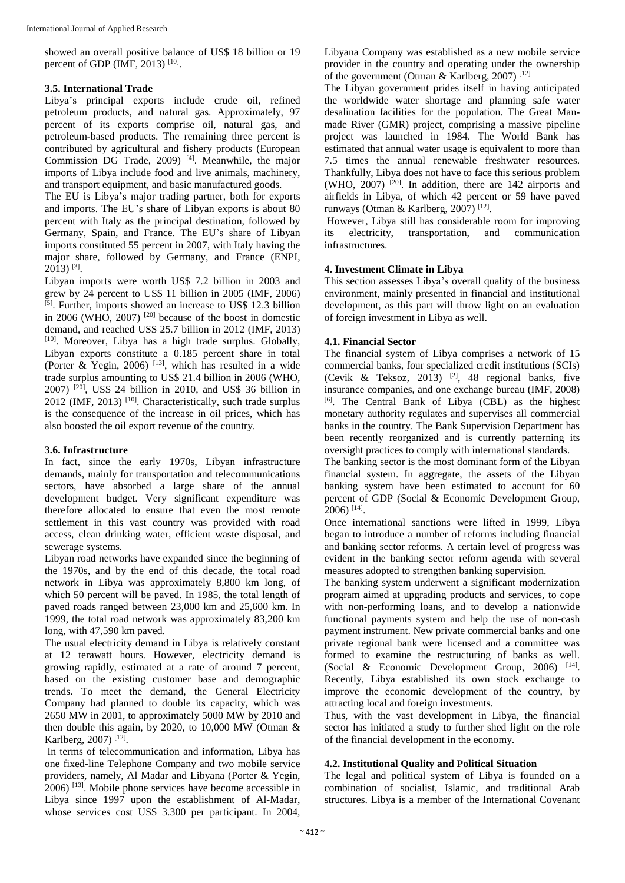showed an overall positive balance of US$ 18 billion or 19 percent of GDP (IMF, 2013) [10].

### 3.5. International Trade

Libya's principal exports include crude oil, refined petroleum products, and natural gas. Approximately, 97 percent of its exports comprise oil, natural gas, and petroleum-based products. The remaining three percent is contributed by agricultural and fishery products (European Commission DG Trade, 2009) [4]. Meanwhile, the major imports of Libya include food and live animals, machinery, and transport equipment, and basic manufactured goods.

The EU is Libya's major trading partner, both for exports and imports. The EU's share of Libyan exports is about 80 percent with Italy as the principal destination, followed by Germany, Spain, and France. The EU's share of Libyan imports constituted 55 percent in 2007, with Italy having the major share, followed by Germany, and France (ENPI, 2013) [3].

Libyan imports were worth US$ 7.2 billion in 2003 and grew by 24 percent to US$ 11 billion in 2005 (IMF, 2006) [5]. Further, imports showed an increase to US$ 12.3 billion in 2006 (WHO, 2007) [20] because of the boost in domestic demand, and reached US$ 25.7 billion in 2012 (IMF, 2013) [10]. Moreover, Libya has a high trade surplus. Globally, Libyan exports constitute a 0.185 percent share in total (Porter & Yegin, 2006) [13], which has resulted in a wide trade surplus amounting to US$ 21.4 billion in 2006 (WHO, 2007) [20], US$ 24 billion in 2010, and US$ 36 billion in 2012 (IMF, 2013) [10]. Characteristically, such trade surplus is the consequence of the increase in oil prices, which has also boosted the oil export revenue of the country.

### 3.6. Infrastructure

In fact, since the early 1970s, Libyan infrastructure demands, mainly for transportation and telecommunications sectors, have absorbed a large share of the annual development budget. Very significant expenditure was therefore allocated to ensure that even the most remote settlement in this vast country was provided with road access, clean drinking water, efficient waste disposal, and sewerage systems.

Libyan road networks have expanded since the beginning of the 1970s, and by the end of this decade, the total road network in Libya was approximately 8,800 km long, of which 50 percent will be paved. In 1985, the total length of paved roads ranged between 23,000 km and 25,600 km. In 1999, the total road network was approximately 83,200 km long, with 47,590 km paved.

The usual electricity demand in Libya is relatively constant at 12 terawatt hours. However, electricity demand is growing rapidly, estimated at a rate of around 7 percent, based on the existing customer base and demographic trends. To meet the demand, the General Electricity Company had planned to double its capacity, which was 2650 MW in 2001, to approximately 5000 MW by 2010 and then double this again, by 2020, to 10,000 MW (Otman & Karlberg, 2007) [12].

In terms of telecommunication and information, Libya has one fixed-line Telephone Company and two mobile service providers, namely, Al Madar and Libyana (Porter & Yegin, 2006) [13]. Mobile phone services have become accessible in Libya since 1997 upon the establishment of Al-Madar, whose services cost US$ 3.300 per participant. In 2004, Libyana Company was established as a new mobile service provider in the country and operating under the ownership of the government (Otman & Karlberg, 2007) [12]

The Libyan government prides itself in having anticipated the worldwide water shortage and planning safe water desalination facilities for the population. The Great Man-made River (GMR) project, comprising a massive pipeline project was launched in 1984. The World Bank has estimated that annual water usage is equivalent to more than 7.5 times the annual renewable freshwater resources. Thankfully, Libya does not have to face this serious problem (WHO, 2007) [20]. In addition, there are 142 airports and airfields in Libya, of which 42 percent or 59 have paved runways (Otman & Karlberg, 2007) [12].

However, Libya still has considerable room for improving its electricity, transportation, and communication infrastructures.

## 4. Investment Climate in Libya

This section assesses Libya's overall quality of the business environment, mainly presented in financial and institutional development, as this part will throw light on an evaluation of foreign investment in Libya as well.

### 4.1. Financial Sector

The financial system of Libya comprises a network of 15 commercial banks, four specialized credit institutions (SCIs) (Cevik & Teksoz, 2013) [2], 48 regional banks, five insurance companies, and one exchange bureau (IMF, 2008) [6]. The Central Bank of Libya (CBL) as the highest monetary authority regulates and supervises all commercial banks in the country. The Bank Supervision Department has been recently reorganized and is currently patterning its oversight practices to comply with international standards.

The banking sector is the most dominant form of the Libyan financial system. In aggregate, the assets of the Libyan banking system have been estimated to account for 60 percent of GDP (Social & Economic Development Group, 2006) [14].

Once international sanctions were lifted in 1999, Libya began to introduce a number of reforms including financial and banking sector reforms. A certain level of progress was evident in the banking sector reform agenda with several measures adopted to strengthen banking supervision.

The banking system underwent a significant modernization program aimed at upgrading products and services, to cope with non-performing loans, and to develop a nationwide functional payments system and help the use of non-cash payment instrument. New private commercial banks and one private regional bank were licensed and a committee was formed to examine the restructuring of banks as well. (Social & Economic Development Group, 2006) [14]. Recently, Libya established its own stock exchange to improve the economic development of the country, by attracting local and foreign investments.

Thus, with the vast development in Libya, the financial sector has initiated a study to further shed light on the role of the financial development in the economy.

### 4.2. Institutional Quality and Political Situation

The legal and political system of Libya is founded on a combination of socialist, Islamic, and traditional Arab structures. Libya is a member of the International Covenant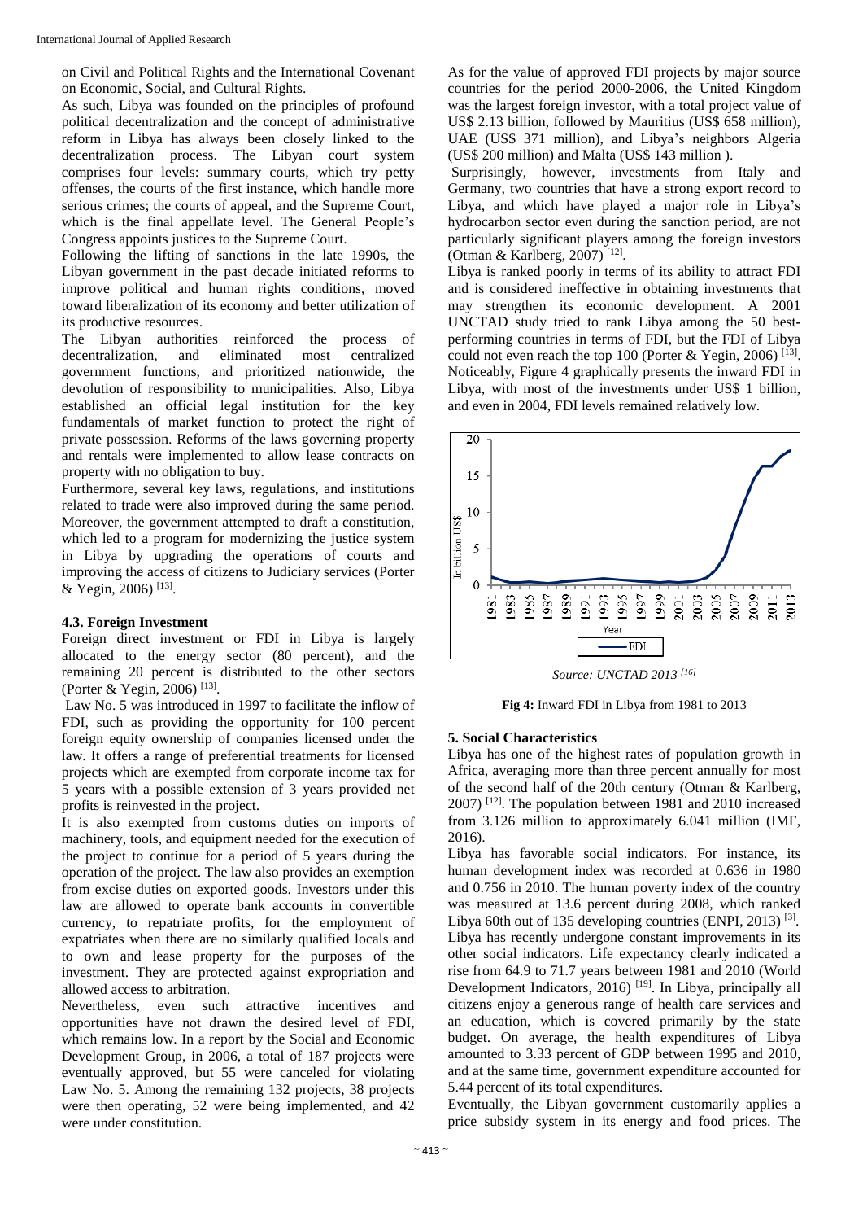on Civil and Political Rights and the International Covenant on Economic, Social, and Cultural Rights.

As such, Libya was founded on the principles of profound political decentralization and the concept of administrative reform in Libya has always been closely linked to the decentralization process. The Libyan court system comprises four levels: summary courts, which try petty offenses, the courts of the first instance, which handle more serious crimes; the courts of appeal, and the Supreme Court, which is the final appellate level. The General People's Congress appoints justices to the Supreme Court.

Following the lifting of sanctions in the late 1990s, the Libyan government in the past decade initiated reforms to improve political and human rights conditions, moved toward liberalization of its economy and better utilization of its productive resources.

The Libyan authorities reinforced the process of decentralization, and eliminated most centralized government functions, and prioritized nationwide, the devolution of responsibility to municipalities. Also, Libya established an official legal institution for the key fundamentals of market function to protect the right of private possession. Reforms of the laws governing property and rentals were implemented to allow lease contracts on property with no obligation to buy.

Furthermore, several key laws, regulations, and institutions related to trade were also improved during the same period. Moreover, the government attempted to draft a constitution, which led to a program for modernizing the justice system in Libya by upgrading the operations of courts and improving the access of citizens to Judiciary services (Porter & Yegin, 2006) [13].

### 4.3. Foreign Investment

Foreign direct investment or FDI in Libya is largely allocated to the energy sector (80 percent), and the remaining 20 percent is distributed to the other sectors (Porter & Yegin, 2006) [13].

Law No. 5 was introduced in 1997 to facilitate the inflow of FDI, such as providing the opportunity for 100 percent foreign equity ownership of companies licensed under the law. It offers a range of preferential treatments for licensed projects which are exempted from corporate income tax for 5 years with a possible extension of 3 years provided net profits is reinvested in the project.

It is also exempted from customs duties on imports of machinery, tools, and equipment needed for the execution of the project to continue for a period of 5 years during the operation of the project. The law also provides an exemption from excise duties on exported goods. Investors under this law are allowed to operate bank accounts in convertible currency, to repatriate profits, for the employment of expatriates when there are no similarly qualified locals and to own and lease property for the purposes of the investment. They are protected against expropriation and allowed access to arbitration.

Nevertheless, even such attractive incentives and opportunities have not drawn the desired level of FDI, which remains low. In a report by the Social and Economic Development Group, in 2006, a total of 187 projects were eventually approved, but 55 were canceled for violating Law No. 5. Among the remaining 132 projects, 38 projects were then operating, 52 were being implemented, and 42 were under constitution.

As for the value of approved FDI projects by major source countries for the period 2000-2006, the United Kingdom was the largest foreign investor, with a total project value of US$ 2.13 billion, followed by Mauritius (US$ 658 million), UAE (US$ 371 million), and Libya's neighbors Algeria (US$ 200 million) and Malta (US$ 143 million ).

Surprisingly, however, investments from Italy and Germany, two countries that have a strong export record to Libya, and which have played a major role in Libya's hydrocarbon sector even during the sanction period, are not particularly significant players among the foreign investors (Otman & Karlberg, 2007) [12].

Libya is ranked poorly in terms of its ability to attract FDI and is considered ineffective in obtaining investments that may strengthen its economic development. A 2001 UNCTAD study tried to rank Libya among the 50 best-performing countries in terms of FDI, but the FDI of Libya could not even reach the top 100 (Porter & Yegin, 2006) [13]. Noticeably, Figure 4 graphically presents the inward FDI in Libya, with most of the investments under US$ 1 billion, and even in 2004, FDI levels remained relatively low.

*Source: UNCTAD 2013 [16]*

**Fig 4:** Inward FDI in Libya from 1981 to 2013

## 5. Social Characteristics

Libya has one of the highest rates of population growth in Africa, averaging more than three percent annually for most of the second half of the 20th century (Otman & Karlberg, 2007) [12]. The population between 1981 and 2010 increased from 3.126 million to approximately 6.041 million (IMF, 2016).

Libya has favorable social indicators. For instance, its human development index was recorded at 0.636 in 1980 and 0.756 in 2010. The human poverty index of the country was measured at 13.6 percent during 2008, which ranked Libya 60th out of 135 developing countries (ENPI, 2013) [3].

Libya has recently undergone constant improvements in its other social indicators. Life expectancy clearly indicated a rise from 64.9 to 71.7 years between 1981 and 2010 (World Development Indicators, 2016) [19]. In Libya, principally all citizens enjoy a generous range of health care services and an education, which is covered primarily by the state budget. On average, the health expenditures of Libya amounted to 3.33 percent of GDP between 1995 and 2010, and at the same time, government expenditure accounted for 5.44 percent of its total expenditures.

Eventually, the Libyan government customarily applies a price subsidy system in its energy and food prices. The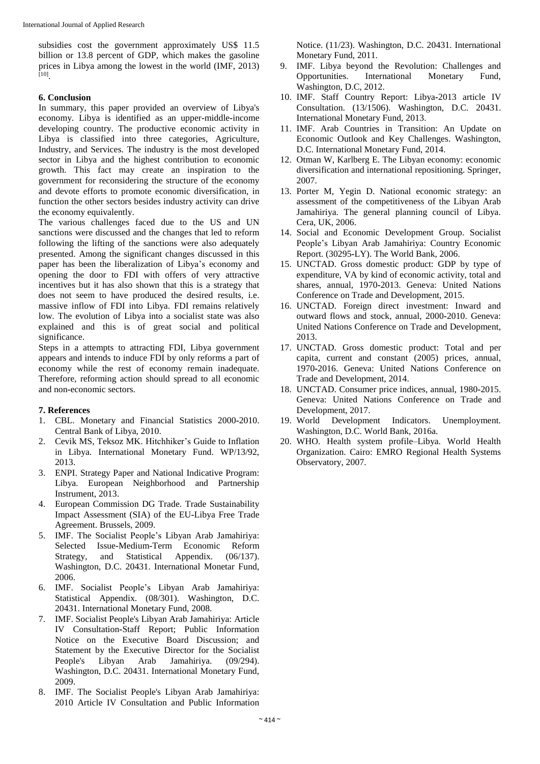subsidies cost the government approximately US$ 11.5 billion or 13.8 percent of GDP, which makes the gasoline prices in Libya among the lowest in the world (IMF, 2013) [10].

## 6. Conclusion

In summary, this paper provided an overview of Libya's economy. Libya is identified as an upper-middle-income developing country. The productive economic activity in Libya is classified into three categories, Agriculture, Industry, and Services. The industry is the most developed sector in Libya and the highest contribution to economic growth. This fact may create an inspiration to the government for reconsidering the structure of the economy and devote efforts to promote economic diversification, in function the other sectors besides industry activity can drive the economy equivalently.

The various challenges faced due to the US and UN sanctions were discussed and the changes that led to reform following the lifting of the sanctions were also adequately presented. Among the significant changes discussed in this paper has been the liberalization of Libya's economy and opening the door to FDI with offers of very attractive incentives but it has also shown that this is a strategy that does not seem to have produced the desired results, i.e. massive inflow of FDI into Libya. FDI remains relatively low. The evolution of Libya into a socialist state was also explained and this is of great social and political significance.

Steps in a attempts to attracting FDI, Libya government appears and intends to induce FDI by only reforms a part of economy while the rest of economy remain inadequate. Therefore, reforming action should spread to all economic and non-economic sectors.

## 7. References

1. CBL. Monetary and Financial Statistics 2000-2010. Central Bank of Libya, 2010.
2. Cevik MS, Teksoz MK. Hitchhiker's Guide to Inflation in Libya. International Monetary Fund. WP/13/92, 2013.
3. ENPI. Strategy Paper and National Indicative Program: Libya. European Neighborhood and Partnership Instrument, 2013.
4. European Commission DG Trade. Trade Sustainability Impact Assessment (SIA) of the EU-Libya Free Trade Agreement. Brussels, 2009.
5. IMF. The Socialist People's Libyan Arab Jamahiriya: Selected Issue-Medium-Term Economic Reform Strategy, and Statistical Appendix. (06/137). Washington, D.C. 20431. International Monetar Fund, 2006.
6. IMF. Socialist People's Libyan Arab Jamahiriya: Statistical Appendix. (08/301). Washington, D.C. 20431. International Monetary Fund, 2008.
7. IMF. Socialist People's Libyan Arab Jamahiriya: Article IV Consultation-Staff Report; Public Information Notice on the Executive Board Discussion; and Statement by the Executive Director for the Socialist People's Libyan Arab Jamahiriya. (09/294). Washington, D.C. 20431. International Monetary Fund, 2009.
8. IMF. The Socialist People's Libyan Arab Jamahiriya: 2010 Article IV Consultation and Public Information Notice. (11/23). Washington, D.C. 20431. International Monetary Fund, 2011.
9. IMF. Libya beyond the Revolution: Challenges and Opportunities. International Monetary Fund, Washington, D.C, 2012.
10. IMF. Staff Country Report: Libya-2013 article IV Consultation. (13/1506). Washington, D.C. 20431. International Monetary Fund, 2013.
11. IMF. Arab Countries in Transition: An Update on Economic Outlook and Key Challenges. Washington, D.C. International Monetary Fund, 2014.
12. Otman W, Karlberg E. The Libyan economy: economic diversification and international repositioning. Springer, 2007.
13. Porter M, Yegin D. National economic strategy: an assessment of the competitiveness of the Libyan Arab Jamahiriya. The general planning council of Libya. Cera, UK, 2006.
14. Social and Economic Development Group. Socialist People's Libyan Arab Jamahiriya: Country Economic Report. (30295-LY). The World Bank, 2006.
15. UNCTAD. Gross domestic product: GDP by type of expenditure, VA by kind of economic activity, total and shares, annual, 1970-2013. Geneva: United Nations Conference on Trade and Development, 2015.
16. UNCTAD. Foreign direct investment: Inward and outward flows and stock, annual, 2000-2010. Geneva: United Nations Conference on Trade and Development, 2013.
17. UNCTAD. Gross domestic product: Total and per capita, current and constant (2005) prices, annual, 1970-2016. Geneva: United Nations Conference on Trade and Development, 2014.
18. UNCTAD. Consumer price indices, annual, 1980-2015. Geneva: United Nations Conference on Trade and Development, 2017.
19. World Development Indicators. Unemployment. Washington, D.C. World Bank, 2016a.
20. WHO. Health system profile–Libya. World Health Organization. Cairo: EMRO Regional Health Systems Observatory, 2007.